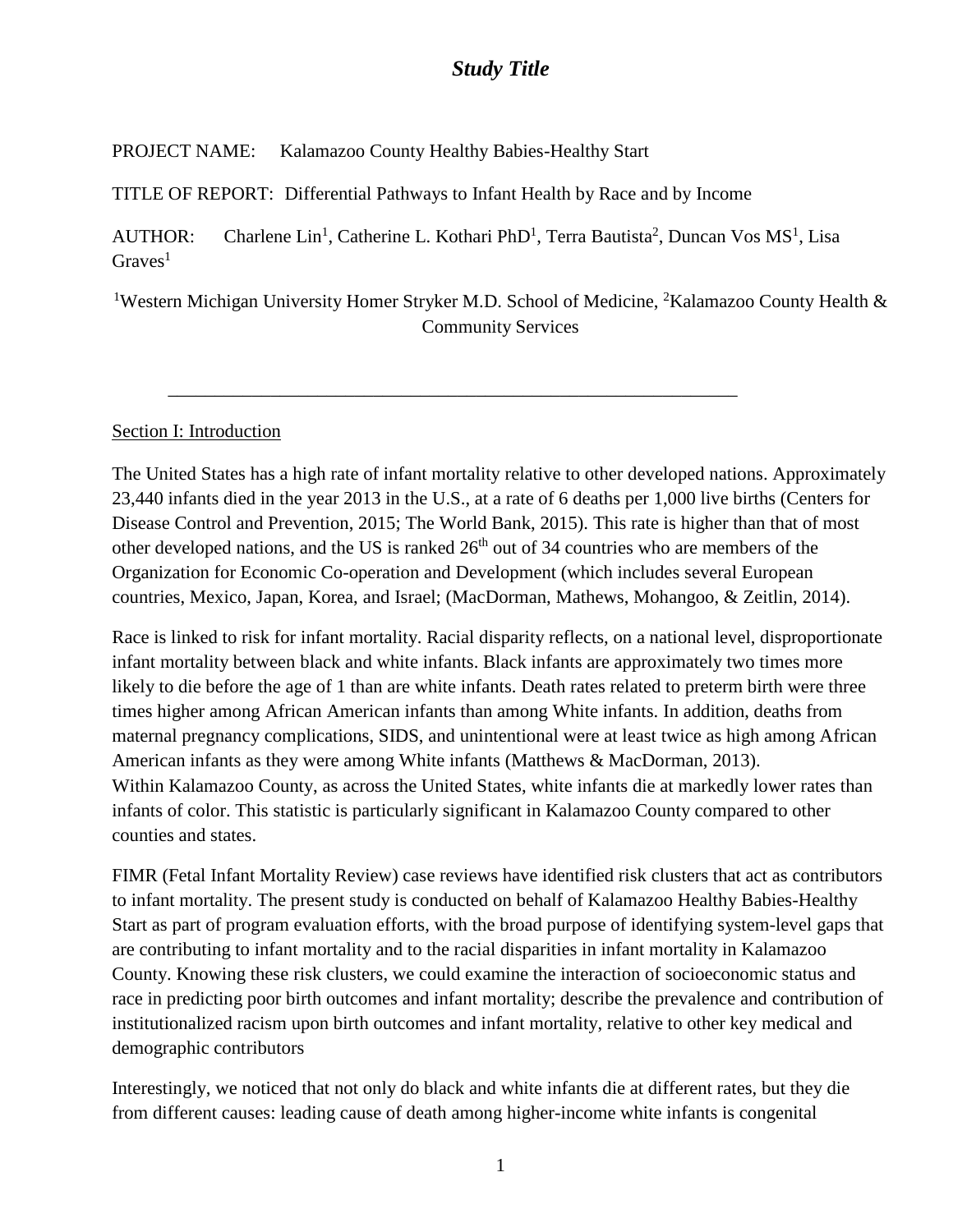# *Study Title*

PROJECT NAME: Kalamazoo County Healthy Babies-Healthy Start

TITLE OF REPORT: Differential Pathways to Infant Health by Race and by Income

AUTHOR: Charlene Lin[1], Catherine L. Kothari PhD[1], Terra Bautista[2], Duncan Vos MS[1], Lisa Graves[1]

[1]Western Michigan University Homer Stryker M.D. School of Medicine, [2]Kalamazoo County Health & Community Services

---

## Section I: Introduction

The United States has a high rate of infant mortality relative to other developed nations. Approximately 23,440 infants died in the year 2013 in the U.S., at a rate of 6 deaths per 1,000 live births (Centers for Disease Control and Prevention, 2015; The World Bank, 2015). This rate is higher than that of most other developed nations, and the US is ranked 26th out of 34 countries who are members of the Organization for Economic Co-operation and Development (which includes several European countries, Mexico, Japan, Korea, and Israel; (MacDorman, Mathews, Mohangoo, & Zeitlin, 2014).

Race is linked to risk for infant mortality. Racial disparity reflects, on a national level, disproportionate infant mortality between black and white infants. Black infants are approximately two times more likely to die before the age of 1 than are white infants. Death rates related to preterm birth were three times higher among African American infants than among White infants. In addition, deaths from maternal pregnancy complications, SIDS, and unintentional were at least twice as high among African American infants as they were among White infants (Matthews & MacDorman, 2013).
Within Kalamazoo County, as across the United States, white infants die at markedly lower rates than infants of color. This statistic is particularly significant in Kalamazoo County compared to other counties and states.

FIMR (Fetal Infant Mortality Review) case reviews have identified risk clusters that act as contributors to infant mortality. The present study is conducted on behalf of Kalamazoo Healthy Babies-Healthy Start as part of program evaluation efforts, with the broad purpose of identifying system-level gaps that are contributing to infant mortality and to the racial disparities in infant mortality in Kalamazoo County. Knowing these risk clusters, we could examine the interaction of socioeconomic status and race in predicting poor birth outcomes and infant mortality; describe the prevalence and contribution of institutionalized racism upon birth outcomes and infant mortality, relative to other key medical and demographic contributors

Interestingly, we noticed that not only do black and white infants die at different rates, but they die from different causes: leading cause of death among higher-income white infants is congenital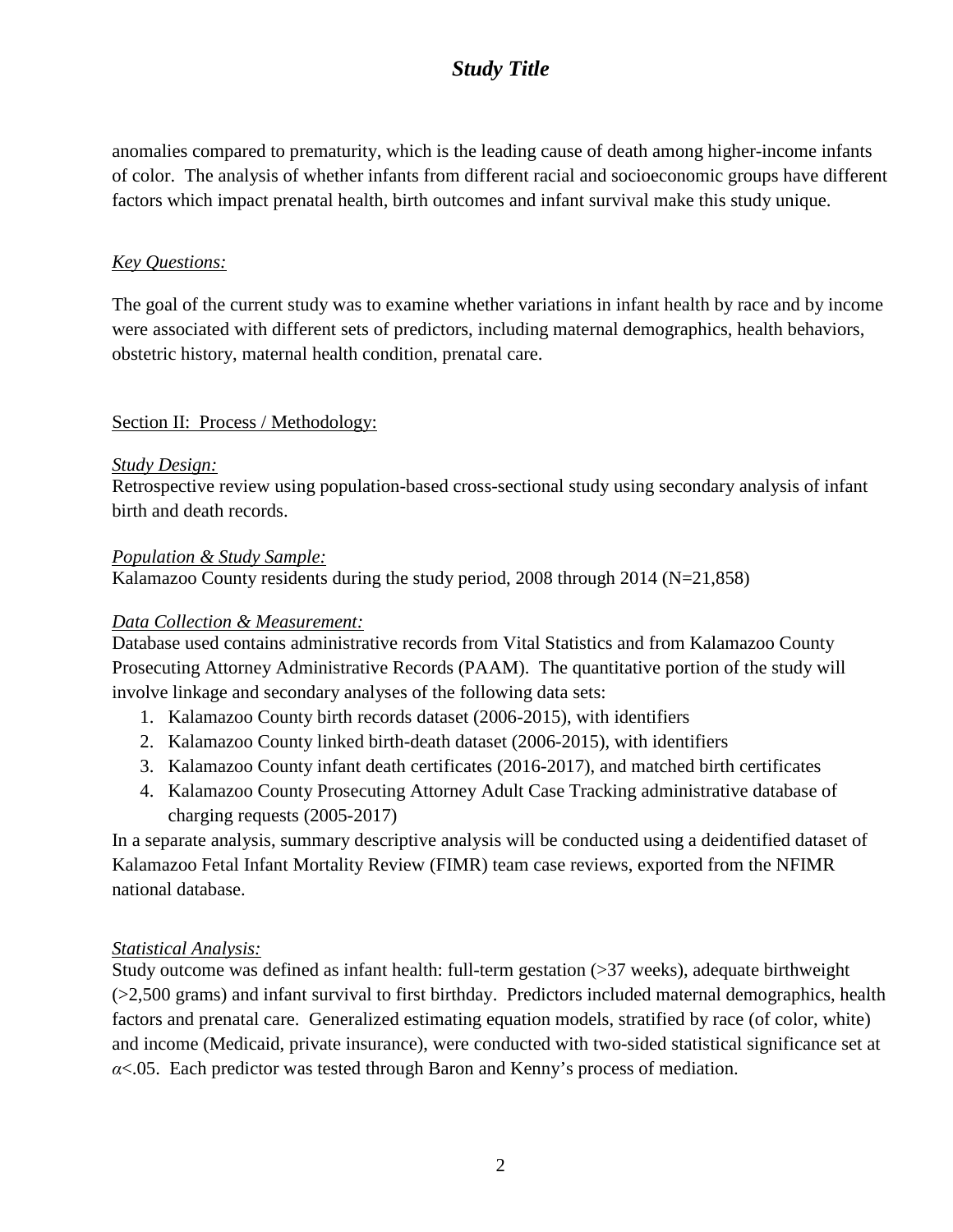anomalies compared to prematurity, which is the leading cause of death among higher-income infants of color. The analysis of whether infants from different racial and socioeconomic groups have different factors which impact prenatal health, birth outcomes and infant survival make this study unique.

*Key Questions:*

The goal of the current study was to examine whether variations in infant health by race and by income were associated with different sets of predictors, including maternal demographics, health behaviors, obstetric history, maternal health condition, prenatal care.

Section II: Process / Methodology:

*Study Design:*
Retrospective review using population-based cross-sectional study using secondary analysis of infant birth and death records.

*Population & Study Sample:*
Kalamazoo County residents during the study period, 2008 through 2014 (N=21,858)

*Data Collection & Measurement:*
Database used contains administrative records from Vital Statistics and from Kalamazoo County Prosecuting Attorney Administrative Records (PAAM). The quantitative portion of the study will involve linkage and secondary analyses of the following data sets:

1. Kalamazoo County birth records dataset (2006-2015), with identifiers
2. Kalamazoo County linked birth-death dataset (2006-2015), with identifiers
3. Kalamazoo County infant death certificates (2016-2017), and matched birth certificates
4. Kalamazoo County Prosecuting Attorney Adult Case Tracking administrative database of charging requests (2005-2017)

In a separate analysis, summary descriptive analysis will be conducted using a deidentified dataset of Kalamazoo Fetal Infant Mortality Review (FIMR) team case reviews, exported from the NFIMR national database.

*Statistical Analysis:*
Study outcome was defined as infant health: full-term gestation (>37 weeks), adequate birthweight (>2,500 grams) and infant survival to first birthday. Predictors included maternal demographics, health factors and prenatal care. Generalized estimating equation models, stratified by race (of color, white) and income (Medicaid, private insurance), were conducted with two-sided statistical significance set at $\alpha < .05$. Each predictor was tested through Baron and Kenny's process of mediation.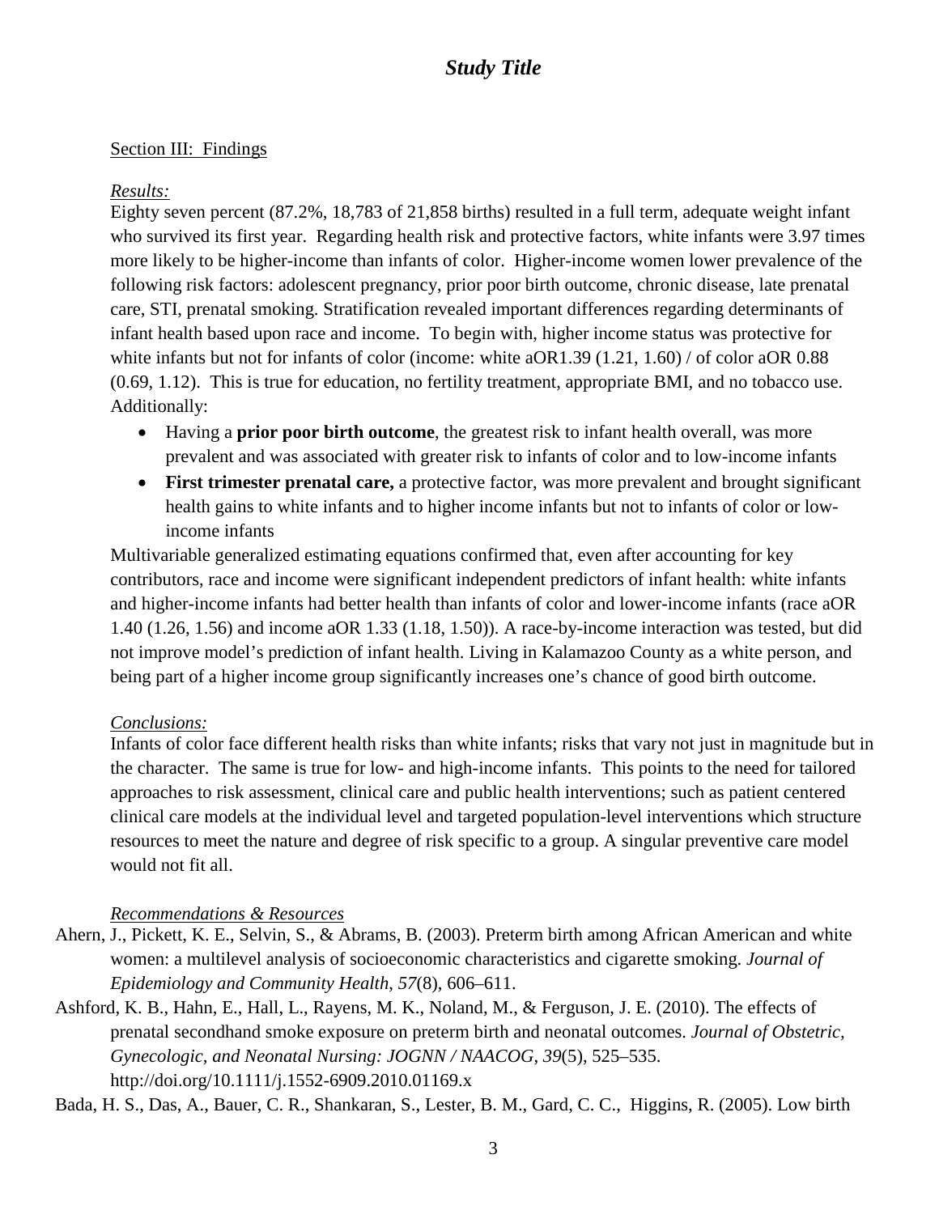## *Study Title*

Section III: Findings

*Results:*

Eighty seven percent (87.2%, 18,783 of 21,858 births) resulted in a full term, adequate weight infant who survived its first year. Regarding health risk and protective factors, white infants were 3.97 times more likely to be higher-income than infants of color. Higher-income women lower prevalence of the following risk factors: adolescent pregnancy, prior poor birth outcome, chronic disease, late prenatal care, STI, prenatal smoking. Stratification revealed important differences regarding determinants of infant health based upon race and income. To begin with, higher income status was protective for white infants but not for infants of color (income: white aOR1.39 (1.21, 1.60) / of color aOR 0.88 (0.69, 1.12). This is true for education, no fertility treatment, appropriate BMI, and no tobacco use. Additionally:

- Having a **prior poor birth outcome**, the greatest risk to infant health overall, was more prevalent and was associated with greater risk to infants of color and to low-income infants
- **First trimester prenatal care,** a protective factor, was more prevalent and brought significant health gains to white infants and to higher income infants but not to infants of color or low-income infants

Multivariable generalized estimating equations confirmed that, even after accounting for key contributors, race and income were significant independent predictors of infant health: white infants and higher-income infants had better health than infants of color and lower-income infants (race aOR 1.40 (1.26, 1.56) and income aOR 1.33 (1.18, 1.50)). A race-by-income interaction was tested, but did not improve model's prediction of infant health. Living in Kalamazoo County as a white person, and being part of a higher income group significantly increases one's chance of good birth outcome.

*Conclusions:*

Infants of color face different health risks than white infants; risks that vary not just in magnitude but in the character. The same is true for low- and high-income infants. This points to the need for tailored approaches to risk assessment, clinical care and public health interventions; such as patient centered clinical care models at the individual level and targeted population-level interventions which structure resources to meet the nature and degree of risk specific to a group. A singular preventive care model would not fit all.

*Recommendations & Resources*

Ahern, J., Pickett, K. E., Selvin, S., & Abrams, B. (2003). Preterm birth among African American and white women: a multilevel analysis of socioeconomic characteristics and cigarette smoking. *Journal of Epidemiology and Community Health*, *57*(8), 606–611.

Ashford, K. B., Hahn, E., Hall, L., Rayens, M. K., Noland, M., & Ferguson, J. E. (2010). The effects of prenatal secondhand smoke exposure on preterm birth and neonatal outcomes. *Journal of Obstetric, Gynecologic, and Neonatal Nursing: JOGNN / NAACOG*, *39*(5), 525–535. http://doi.org/10.1111/j.1552-6909.2010.01169.x

Bada, H. S., Das, A., Bauer, C. R., Shankaran, S., Lester, B. M., Gard, C. C., Higgins, R. (2005). Low birth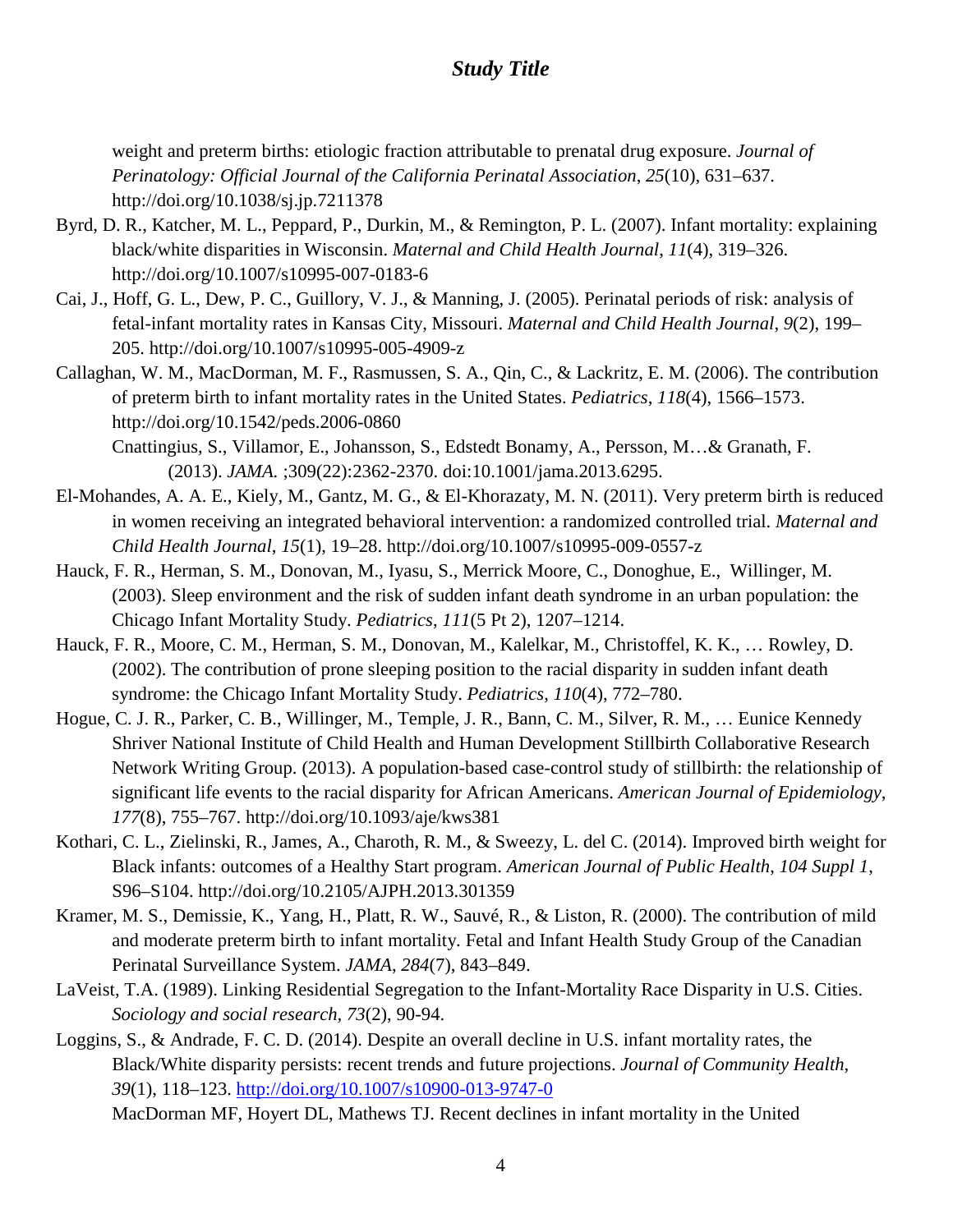weight and preterm births: etiologic fraction attributable to prenatal drug exposure. *Journal of Perinatology: Official Journal of the California Perinatal Association*, *25*(10), 631–637. http://doi.org/10.1038/sj.jp.7211378

Byrd, D. R., Katcher, M. L., Peppard, P., Durkin, M., & Remington, P. L. (2007). Infant mortality: explaining black/white disparities in Wisconsin. *Maternal and Child Health Journal*, *11*(4), 319–326. http://doi.org/10.1007/s10995-007-0183-6

Cai, J., Hoff, G. L., Dew, P. C., Guillory, V. J., & Manning, J. (2005). Perinatal periods of risk: analysis of fetal-infant mortality rates in Kansas City, Missouri. *Maternal and Child Health Journal*, *9*(2), 199–205. http://doi.org/10.1007/s10995-005-4909-z

Callaghan, W. M., MacDorman, M. F., Rasmussen, S. A., Qin, C., & Lackritz, E. M. (2006). The contribution of preterm birth to infant mortality rates in the United States. *Pediatrics*, *118*(4), 1566–1573. http://doi.org/10.1542/peds.2006-0860

Cnattingius, S., Villamor, E., Johansson, S., Edstedt Bonamy, A., Persson, M…& Granath, F. (2013). *JAMA.* ;309(22):2362-2370. doi:10.1001/jama.2013.6295.

El-Mohandes, A. A. E., Kiely, M., Gantz, M. G., & El-Khorazaty, M. N. (2011). Very preterm birth is reduced in women receiving an integrated behavioral intervention: a randomized controlled trial. *Maternal and Child Health Journal*, *15*(1), 19–28. http://doi.org/10.1007/s10995-009-0557-z

Hauck, F. R., Herman, S. M., Donovan, M., Iyasu, S., Merrick Moore, C., Donoghue, E., Willinger, M. (2003). Sleep environment and the risk of sudden infant death syndrome in an urban population: the Chicago Infant Mortality Study. *Pediatrics*, *111*(5 Pt 2), 1207–1214.

Hauck, F. R., Moore, C. M., Herman, S. M., Donovan, M., Kalelkar, M., Christoffel, K. K., … Rowley, D. (2002). The contribution of prone sleeping position to the racial disparity in sudden infant death syndrome: the Chicago Infant Mortality Study. *Pediatrics*, *110*(4), 772–780.

Hogue, C. J. R., Parker, C. B., Willinger, M., Temple, J. R., Bann, C. M., Silver, R. M., … Eunice Kennedy Shriver National Institute of Child Health and Human Development Stillbirth Collaborative Research Network Writing Group. (2013). A population-based case-control study of stillbirth: the relationship of significant life events to the racial disparity for African Americans. *American Journal of Epidemiology*, *177*(8), 755–767. http://doi.org/10.1093/aje/kws381

Kothari, C. L., Zielinski, R., James, A., Charoth, R. M., & Sweezy, L. del C. (2014). Improved birth weight for Black infants: outcomes of a Healthy Start program. *American Journal of Public Health*, *104 Suppl 1*, S96–S104. http://doi.org/10.2105/AJPH.2013.301359

Kramer, M. S., Demissie, K., Yang, H., Platt, R. W., Sauvé, R., & Liston, R. (2000). The contribution of mild and moderate preterm birth to infant mortality. Fetal and Infant Health Study Group of the Canadian Perinatal Surveillance System. *JAMA*, *284*(7), 843–849.

LaVeist, T.A. (1989). Linking Residential Segregation to the Infant-Mortality Race Disparity in U.S. Cities. *Sociology and social research, 73*(2), 90-94.

Loggins, S., & Andrade, F. C. D. (2014). Despite an overall decline in U.S. infant mortality rates, the Black/White disparity persists: recent trends and future projections. *Journal of Community Health*, *39*(1), 118–123. http://doi.org/10.1007/s10900-013-9747-0

MacDorman MF, Hoyert DL, Mathews TJ. Recent declines in infant mortality in the United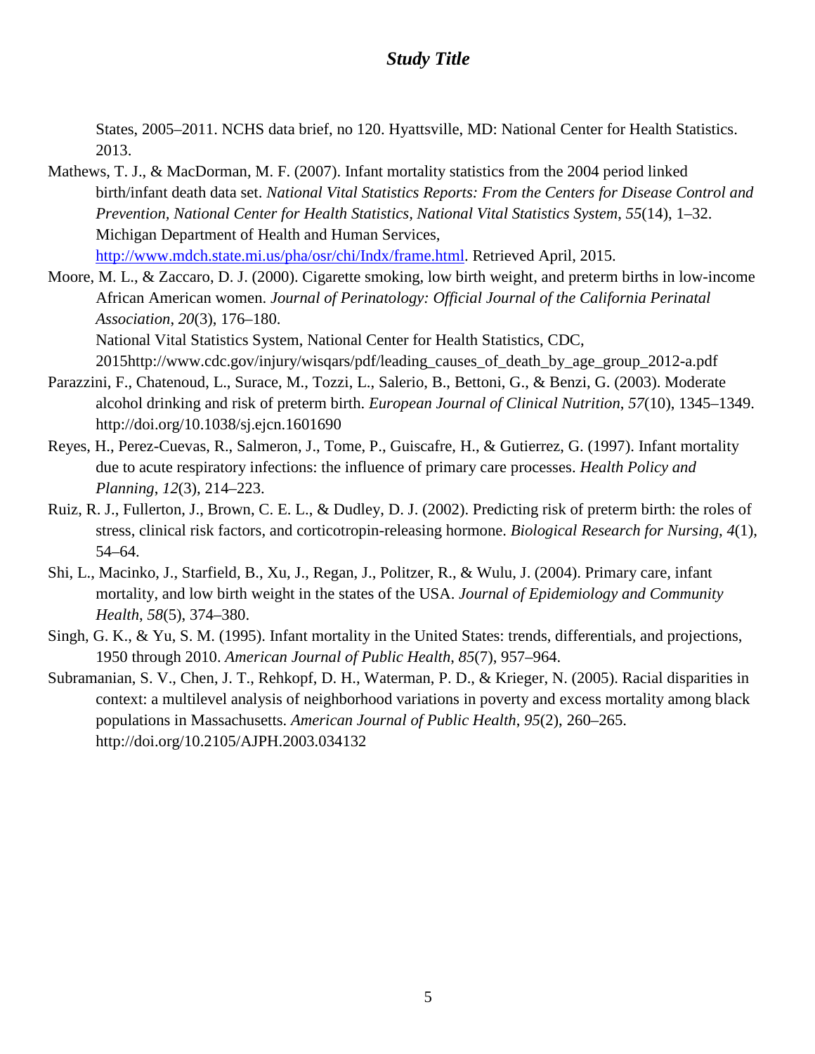States, 2005–2011. NCHS data brief, no 120. Hyattsville, MD: National Center for Health Statistics. 2013.

Mathews, T. J., & MacDorman, M. F. (2007). Infant mortality statistics from the 2004 period linked birth/infant death data set. *National Vital Statistics Reports: From the Centers for Disease Control and Prevention, National Center for Health Statistics, National Vital Statistics System*, *55*(14), 1–32.
Michigan Department of Health and Human Services, http://www.mdch.state.mi.us/pha/osr/chi/Indx/frame.html. Retrieved April, 2015.

Moore, M. L., & Zaccaro, D. J. (2000). Cigarette smoking, low birth weight, and preterm births in low-income African American women. *Journal of Perinatology: Official Journal of the California Perinatal Association*, *20*(3), 176–180.
National Vital Statistics System, National Center for Health Statistics, CDC, 2015http://www.cdc.gov/injury/wisqars/pdf/leading_causes_of_death_by_age_group_2012-a.pdf

Parazzini, F., Chatenoud, L., Surace, M., Tozzi, L., Salerio, B., Bettoni, G., & Benzi, G. (2003). Moderate alcohol drinking and risk of preterm birth. *European Journal of Clinical Nutrition*, *57*(10), 1345–1349. http://doi.org/10.1038/sj.ejcn.1601690

Reyes, H., Perez-Cuevas, R., Salmeron, J., Tome, P., Guiscafre, H., & Gutierrez, G. (1997). Infant mortality due to acute respiratory infections: the influence of primary care processes. *Health Policy and Planning*, *12*(3), 214–223.

Ruiz, R. J., Fullerton, J., Brown, C. E. L., & Dudley, D. J. (2002). Predicting risk of preterm birth: the roles of stress, clinical risk factors, and corticotropin-releasing hormone. *Biological Research for Nursing*, *4*(1), 54–64.

Shi, L., Macinko, J., Starfield, B., Xu, J., Regan, J., Politzer, R., & Wulu, J. (2004). Primary care, infant mortality, and low birth weight in the states of the USA. *Journal of Epidemiology and Community Health*, *58*(5), 374–380.

Singh, G. K., & Yu, S. M. (1995). Infant mortality in the United States: trends, differentials, and projections, 1950 through 2010. *American Journal of Public Health*, *85*(7), 957–964.

Subramanian, S. V., Chen, J. T., Rehkopf, D. H., Waterman, P. D., & Krieger, N. (2005). Racial disparities in context: a multilevel analysis of neighborhood variations in poverty and excess mortality among black populations in Massachusetts. *American Journal of Public Health*, *95*(2), 260–265. http://doi.org/10.2105/AJPH.2003.034132